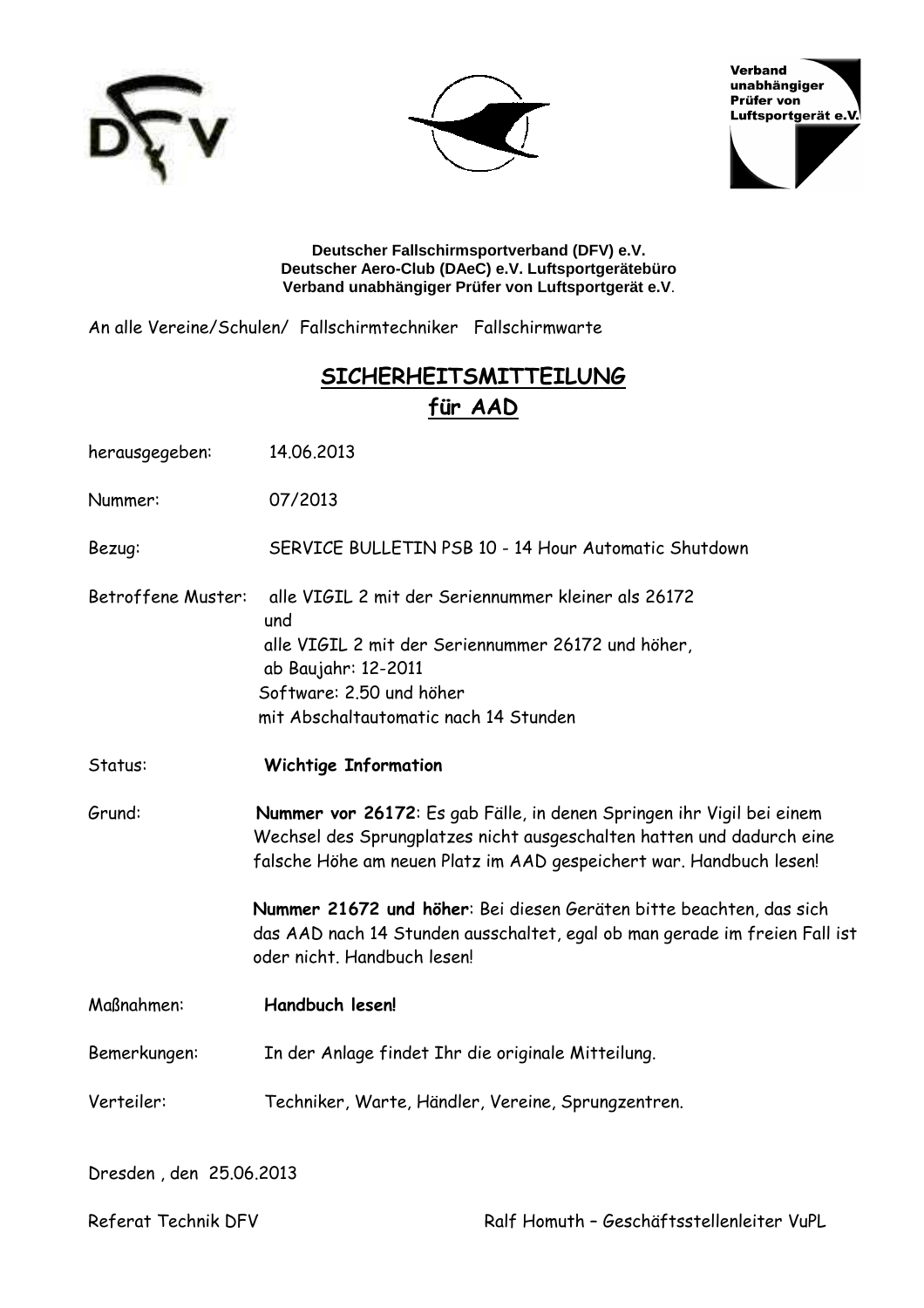Verband unabhängiger Prüfer von Luftsportgerät e.V.

**Deutscher Fallschirmsportverband (DFV) e.V.**
**Deutscher Aero-Club (DAeC) e.V. Luftsportgerätebüro**
**Verband unabhängiger Prüfer von Luftsportgerät e.V.**

An alle Vereine/Schulen/ Fallschirmtechniker Fallschirmwarte

# SICHERHEITSMITTEILUNG für AAD

herausgegeben: 14.06.2013

Nummer: 07/2013

Bezug: SERVICE BULLETIN PSB 10 - 14 Hour Automatic Shutdown

Betroffene Muster: alle VIGIL 2 mit der Seriennummer kleiner als 26172
und
alle VIGIL 2 mit der Seriennummer 26172 und höher,
ab Baujahr: 12-2011
Software: 2.50 und höher
mit Abschaltautomatic nach 14 Stunden

Status: **Wichtige Information**

Grund: **Nummer vor 26172**: Es gab Fälle, in denen Springen ihr Vigil bei einem Wechsel des Sprungplatzes nicht ausgeschalten hatten und dadurch eine falsche Höhe am neuen Platz im AAD gespeichert war. Handbuch lesen!

**Nummer 21672 und höher**: Bei diesen Geräten bitte beachten, das sich das AAD nach 14 Stunden ausschaltet, egal ob man gerade im freien Fall ist oder nicht. Handbuch lesen!

Maßnahmen: **Handbuch lesen!**

Bemerkungen: In der Anlage findet Ihr die originale Mitteilung.

Verteiler: Techniker, Warte, Händler, Vereine, Sprungzentren.

Dresden , den 25.06.2013

Referat Technik DFV — Ralf Homuth – Geschäftsstellenleiter VuPL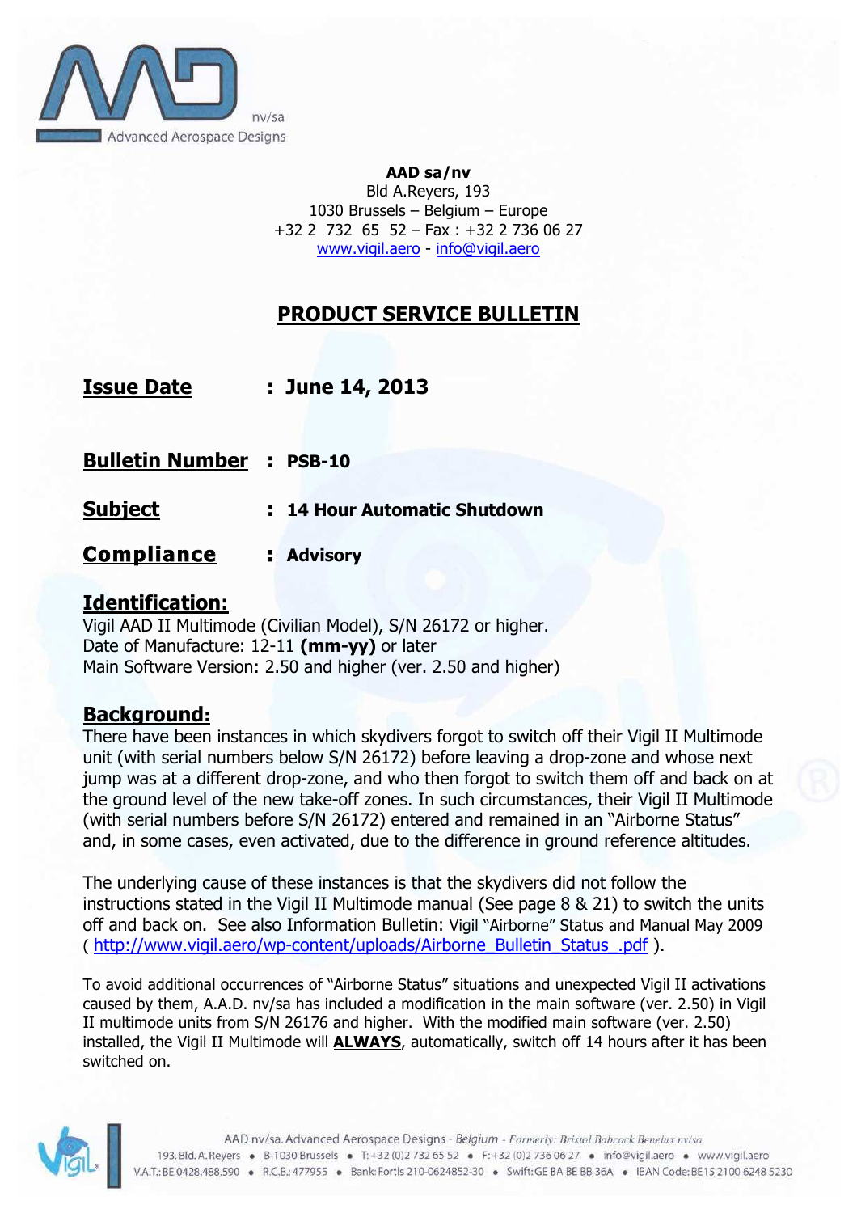**AAD sa/nv**
Bld A.Reyers, 193
1030 Brussels – Belgium – Europe
+32 2 732 65 52 – Fax : +32 2 736 06 27
www.vigil.aero - info@vigil.aero

# PRODUCT SERVICE BULLETIN

**Issue Date** : **June 14, 2013**

**Bulletin Number** : **PSB-10**

**Subject** : **14 Hour Automatic Shutdown**

**Compliance** : **Advisory**

## Identification:

Vigil AAD II Multimode (Civilian Model), S/N 26172 or higher.
Date of Manufacture: 12-11 **(mm-yy)** or later
Main Software Version: 2.50 and higher (ver. 2.50 and higher)

## Background:

There have been instances in which skydivers forgot to switch off their Vigil II Multimode unit (with serial numbers below S/N 26172) before leaving a drop-zone and whose next jump was at a different drop-zone, and who then forgot to switch them off and back on at the ground level of the new take-off zones. In such circumstances, their Vigil II Multimode (with serial numbers before S/N 26172) entered and remained in an "Airborne Status" and, in some cases, even activated, due to the difference in ground reference altitudes.

The underlying cause of these instances is that the skydivers did not follow the instructions stated in the Vigil II Multimode manual (See page 8 & 21) to switch the units off and back on. See also Information Bulletin: Vigil "Airborne" Status and Manual May 2009 ( http://www.vigil.aero/wp-content/uploads/Airborne_Bulletin_Status_.pdf ).

To avoid additional occurrences of "Airborne Status" situations and unexpected Vigil II activations caused by them, A.A.D. nv/sa has included a modification in the main software (ver. 2.50) in Vigil II multimode units from S/N 26176 and higher. With the modified main software (ver. 2.50) installed, the Vigil II Multimode will **ALWAYS**, automatically, switch off 14 hours after it has been switched on.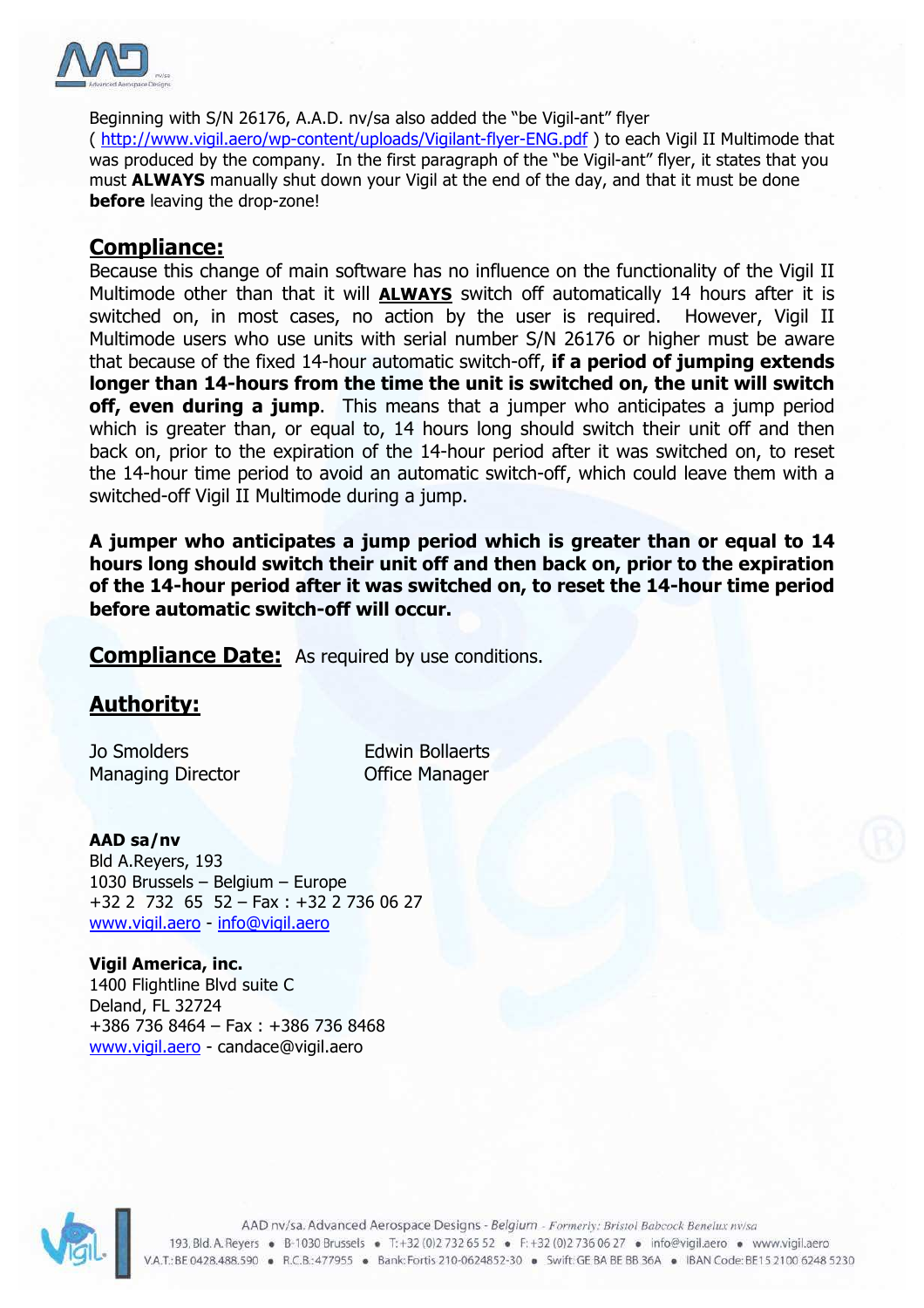Beginning with S/N 26176, A.A.D. nv/sa also added the "be Vigil-ant" flyer ( http://www.vigil.aero/wp-content/uploads/Vigilant-flyer-ENG.pdf ) to each Vigil II Multimode that was produced by the company. In the first paragraph of the "be Vigil-ant" flyer, it states that you must **ALWAYS** manually shut down your Vigil at the end of the day, and that it must be done **before** leaving the drop-zone!

## Compliance:

Because this change of main software has no influence on the functionality of the Vigil II Multimode other than that it will **ALWAYS** switch off automatically 14 hours after it is switched on, in most cases, no action by the user is required. However, Vigil II Multimode users who use units with serial number S/N 26176 or higher must be aware that because of the fixed 14-hour automatic switch-off, **if a period of jumping extends longer than 14-hours from the time the unit is switched on, the unit will switch off, even during a jump**. This means that a jumper who anticipates a jump period which is greater than, or equal to, 14 hours long should switch their unit off and then back on, prior to the expiration of the 14-hour period after it was switched on, to reset the 14-hour time period to avoid an automatic switch-off, which could leave them with a switched-off Vigil II Multimode during a jump.

**A jumper who anticipates a jump period which is greater than or equal to 14 hours long should switch their unit off and then back on, prior to the expiration of the 14-hour period after it was switched on, to reset the 14-hour time period before automatic switch-off will occur.**

## Compliance Date:

As required by use conditions.

## Authority:

Jo Smolders
Managing Director

Edwin Bollaerts
Office Manager

**AAD sa/nv**
Bld A.Reyers, 193
1030 Brussels – Belgium – Europe
+32 2 732 65 52 – Fax : +32 2 736 06 27
www.vigil.aero - info@vigil.aero

**Vigil America, inc.**
1400 Flightline Blvd suite C
Deland, FL 32724
+386 736 8464 – Fax : +386 736 8468
www.vigil.aero - candace@vigil.aero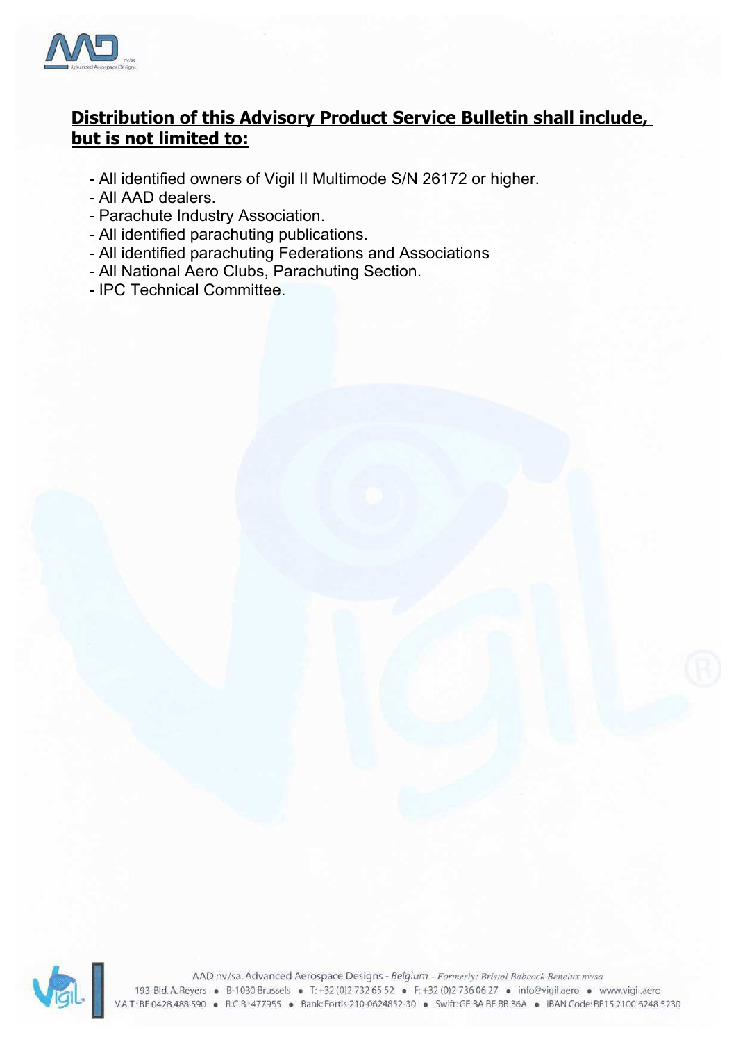**Distribution of this Advisory Product Service Bulletin shall include, but is not limited to:**

- All identified owners of Vigil II Multimode S/N 26172 or higher.
- All AAD dealers.
- Parachute Industry Association.
- All identified parachuting publications.
- All identified parachuting Federations and Associations
- All National Aero Clubs, Parachuting Section.
- IPC Technical Committee.